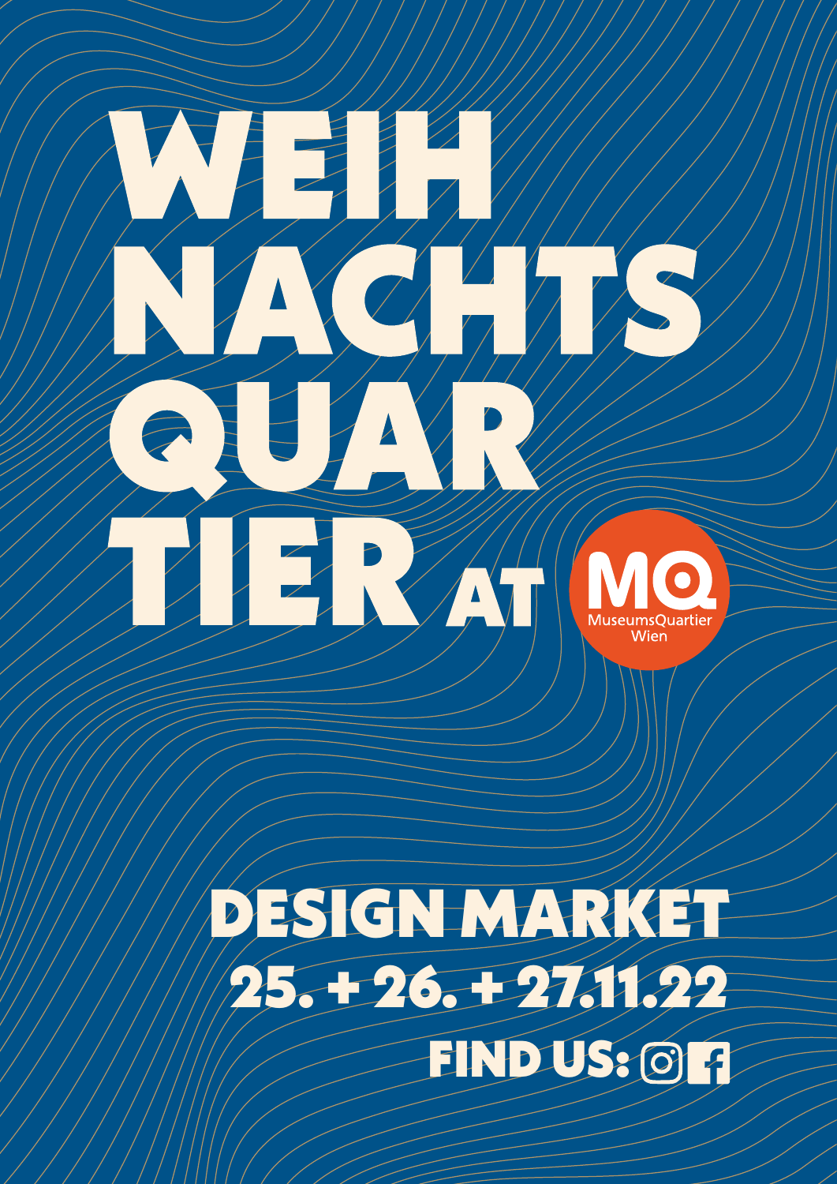# WEIHNACHTSQUARTIER AT MQ

MuseumsQuartier Wien

## DESIGN MARKET

## 25. + 26. + 27.11.22

**FIND US:**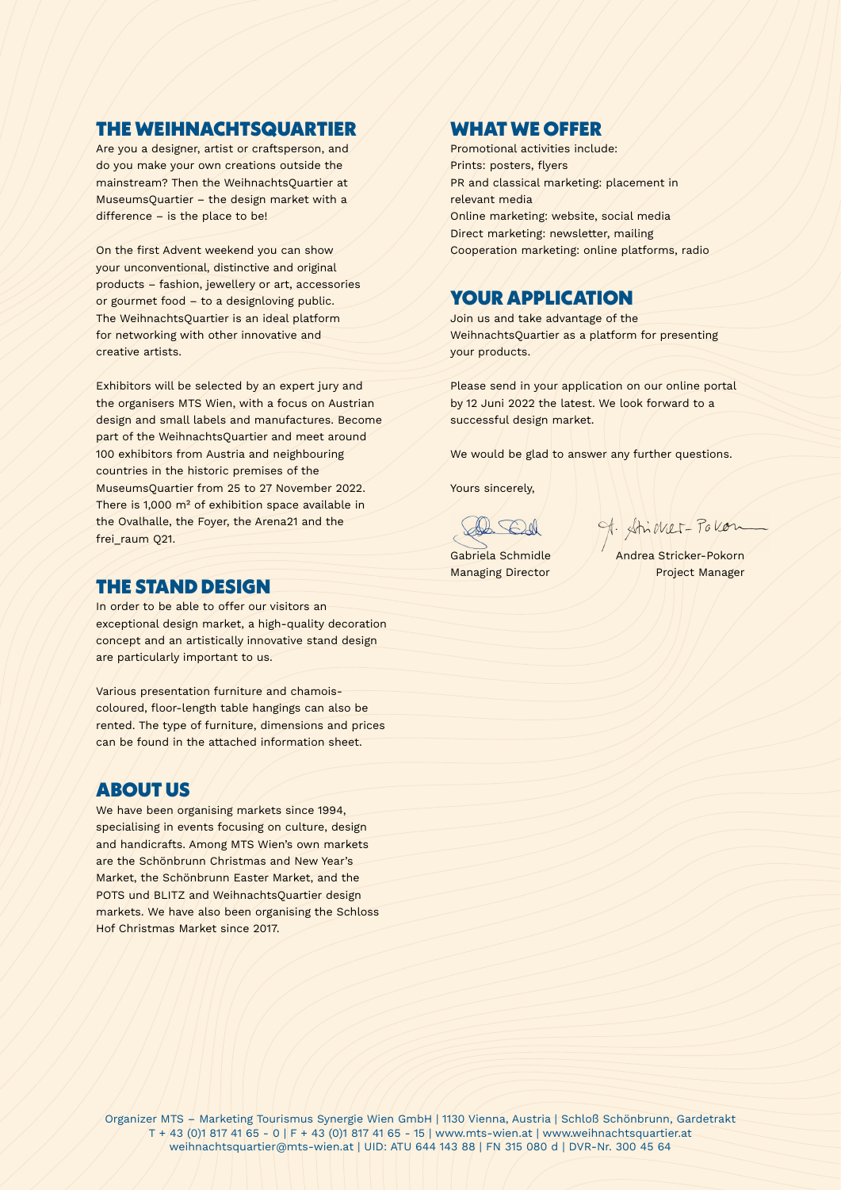## THE WEIHNACHTSQUARTIER

Are you a designer, artist or craftsperson, and do you make your own creations outside the mainstream? Then the WeihnachtsQuartier at MuseumsQuartier – the design market with a difference – is the place to be!

On the first Advent weekend you can show your unconventional, distinctive and original products – fashion, jewellery or art, accessories or gourmet food – to a designloving public. The WeihnachtsQuartier is an ideal platform for networking with other innovative and creative artists.

Exhibitors will be selected by an expert jury and the organisers MTS Wien, with a focus on Austrian design and small labels and manufactures. Become part of the WeihnachtsQuartier and meet around 100 exhibitors from Austria and neighbouring countries in the historic premises of the MuseumsQuartier from 25 to 27 November 2022. There is 1,000 m² of exhibition space available in the Ovalhalle, the Foyer, the Arena21 and the frei_raum Q21.

## THE STAND DESIGN

In order to be able to offer our visitors an exceptional design market, a high-quality decoration concept and an artistically innovative stand design are particularly important to us.

Various presentation furniture and chamois-coloured, floor-length table hangings can also be rented. The type of furniture, dimensions and prices can be found in the attached information sheet.

## ABOUT US

We have been organising markets since 1994, specialising in events focusing on culture, design and handicrafts. Among MTS Wien's own markets are the Schönbrunn Christmas and New Year's Market, the Schönbrunn Easter Market, and the POTS und BLITZ and WeihnachtsQuartier design markets. We have also been organising the Schloss Hof Christmas Market since 2017.

## WHAT WE OFFER

Promotional activities include:
Prints: posters, flyers
PR and classical marketing: placement in relevant media
Online marketing: website, social media
Direct marketing: newsletter, mailing
Cooperation marketing: online platforms, radio

## YOUR APPLICATION

Join us and take advantage of the WeihnachtsQuartier as a platform for presenting your products.

Please send in your application on our online portal by 12 Juni 2022 the latest. We look forward to a successful design market.

We would be glad to answer any further questions.

Yours sincerely,

Gabriela Schmidle
Managing Director

Andrea Stricker-Pokorn
Project Manager

Organizer MTS – Marketing Tourismus Synergie Wien GmbH | 1130 Vienna, Austria | Schloß Schönbrunn, Gardetrakt
T + 43 (0)1 817 41 65 - 0 | F + 43 (0)1 817 41 65 - 15 | www.mts-wien.at | www.weihnachtsquartier.at
weihnachtsquartier@mts-wien.at | UID: ATU 644 143 88 | FN 315 080 d | DVR-Nr. 300 45 64